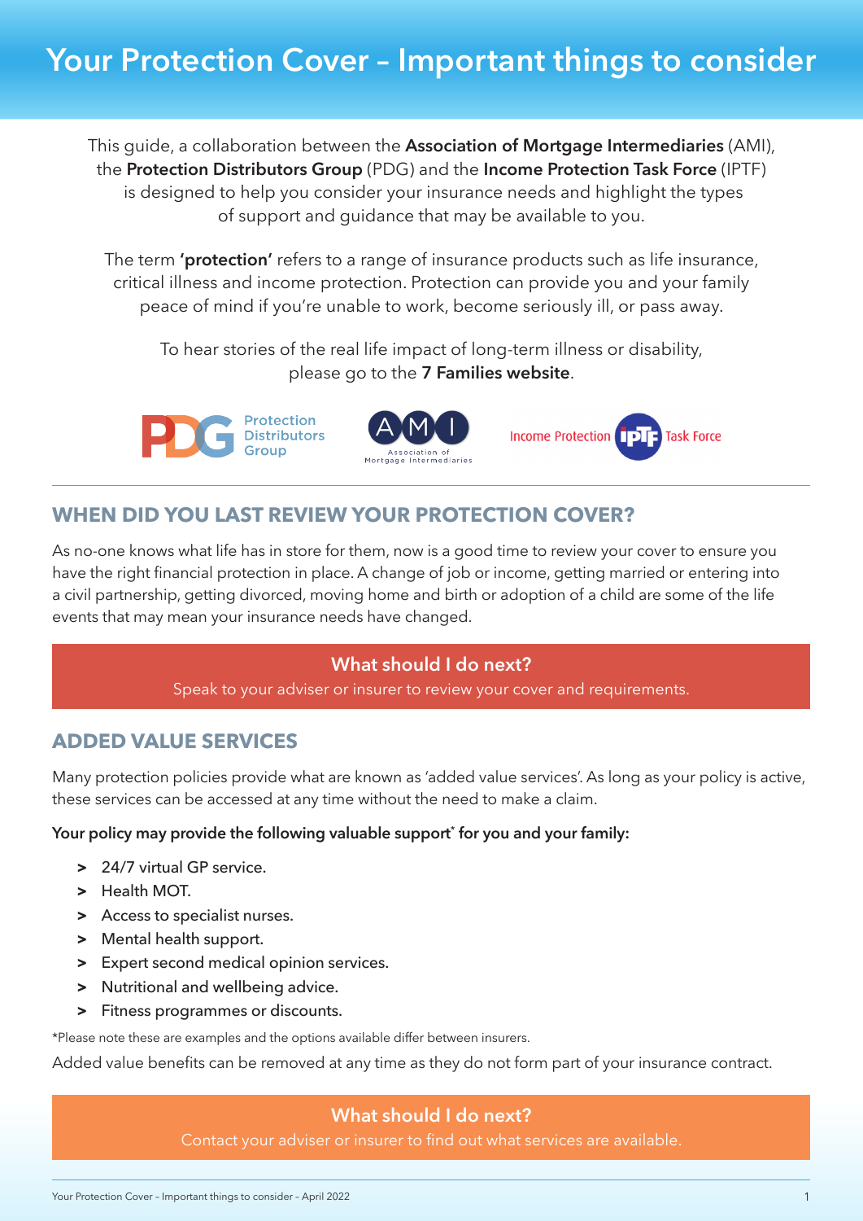# Your Protection Cover – Important things to consider

This guide, a collaboration between the **Association of Mortgage Intermediaries** (AMI), the **Protection Distributors Group** (PDG) and the **Income Protection Task Force** (IPTF) is designed to help you consider your insurance needs and highlight the types of support and guidance that may be available to you.

The term **'protection'** refers to a range of insurance products such as life insurance, critical illness and income protection. Protection can provide you and your family peace of mind if you're unable to work, become seriously ill, or pass away.

To hear stories of the real life impact of long-term illness or disability, please go to the **7 Families website**.

## WHEN DID YOU LAST REVIEW YOUR PROTECTION COVER?

As no-one knows what life has in store for them, now is a good time to review your cover to ensure you have the right financial protection in place. A change of job or income, getting married or entering into a civil partnership, getting divorced, moving home and birth or adoption of a child are some of the life events that may mean your insurance needs have changed.

**What should I do next?**

Speak to your adviser or insurer to review your cover and requirements.

## ADDED VALUE SERVICES

Many protection policies provide what are known as 'added value services'. As long as your policy is active, these services can be accessed at any time without the need to make a claim.

**Your policy may provide the following valuable support* for you and your family:**

- 24/7 virtual GP service.
- Health MOT.
- Access to specialist nurses.
- Mental health support.
- Expert second medical opinion services.
- Nutritional and wellbeing advice.
- Fitness programmes or discounts.

*Please note these are examples and the options available differ between insurers.

Added value benefits can be removed at any time as they do not form part of your insurance contract.

**What should I do next?**

Contact your adviser or insurer to find out what services are available.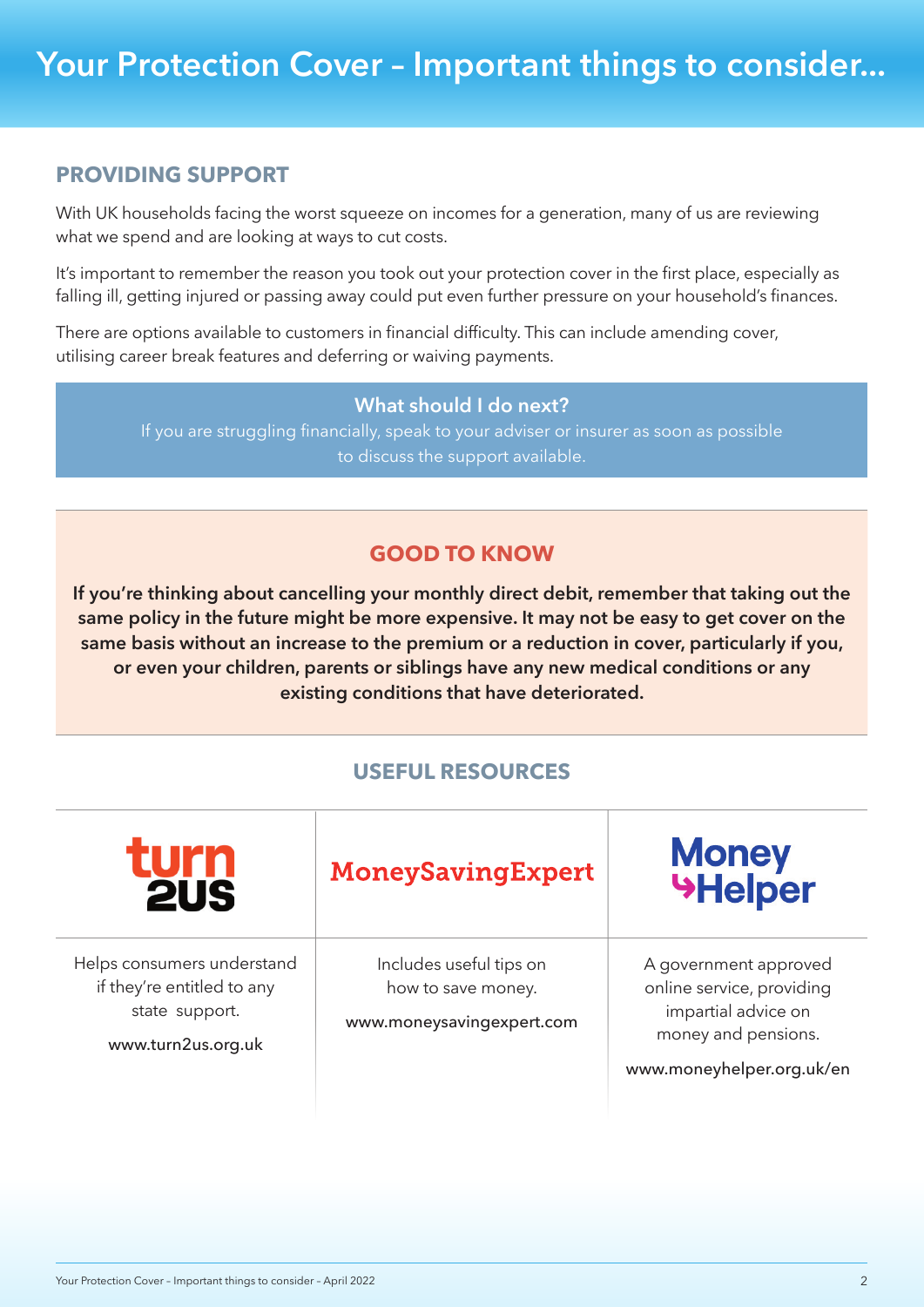# Your Protection Cover – Important things to consider...

## PROVIDING SUPPORT

With UK households facing the worst squeeze on incomes for a generation, many of us are reviewing what we spend and are looking at ways to cut costs.

It's important to remember the reason you took out your protection cover in the first place, especially as falling ill, getting injured or passing away could put even further pressure on your household's finances.

There are options available to customers in financial difficulty. This can include amending cover, utilising career break features and deferring or waiving payments.

**What should I do next?**

If you are struggling financially, speak to your adviser or insurer as soon as possible to discuss the support available.

## GOOD TO KNOW

**If you're thinking about cancelling your monthly direct debit, remember that taking out the same policy in the future might be more expensive. It may not be easy to get cover on the same basis without an increase to the premium or a reduction in cover, particularly if you, or even your children, parents or siblings have any new medical conditions or any existing conditions that have deteriorated.**

## USEFUL RESOURCES

| turn2us | MoneySavingExpert | MoneyHelper |
| --- | --- | --- |
| Helps consumers understand if they're entitled to any state support.<br>www.turn2us.org.uk | Includes useful tips on how to save money.<br>www.moneysavingexpert.com | A government approved online service, providing impartial advice on money and pensions.<br>www.moneyhelper.org.uk/en |